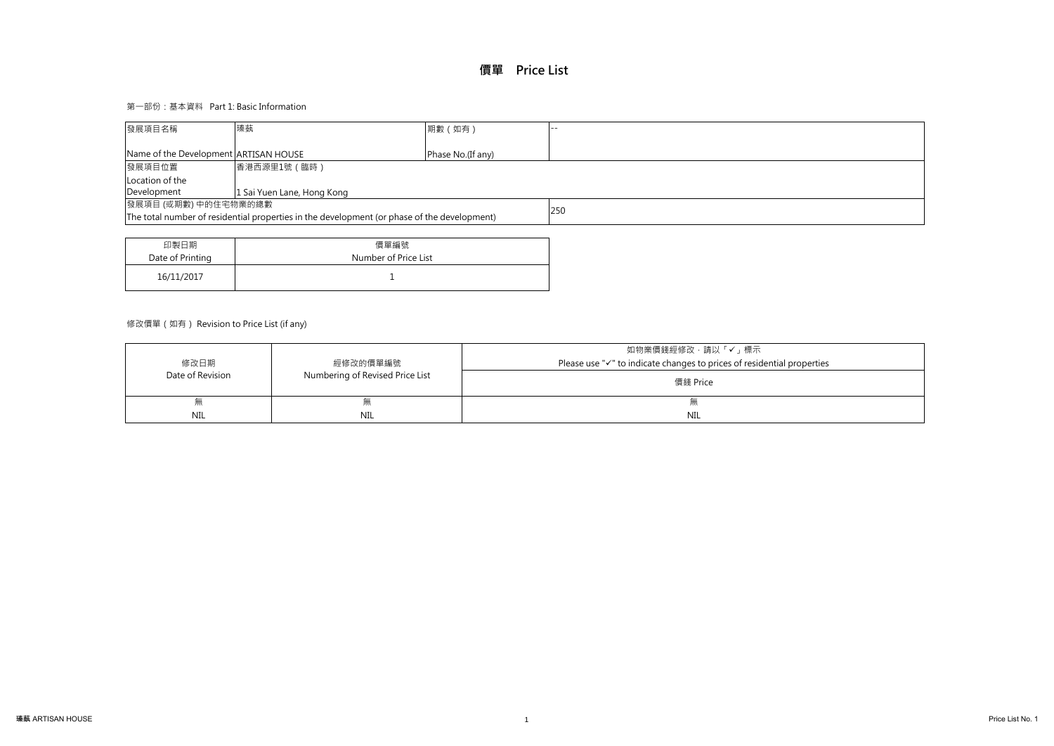# 價單 Price List

第一部份：基本資料 Part 1: Basic Information

| 發展項目名稱<br>Name of the Development | 瑧蓺<br>ARTISAN HOUSE | 期數（如有）<br>Phase No.(If any) | -- |
|---|---|---|---|
| 發展項目位置<br>Location of the Development | 香港西源里1號（臨時）<br>1 Sai Yuen Lane, Hong Kong | | |
| 發展項目 (或期數) 中的住宅物業的總數<br>The total number of residential properties in the development (or phase of the development) | | | 250 |

| 印製日期<br>Date of Printing | 價單編號<br>Number of Price List |
|---|---|
| 16/11/2017 | 1 |

修改價單（如有）Revision to Price List (if any)

| 修改日期<br>Date of Revision | 經修改的價單編號<br>Numbering of Revised Price List | 如物業價錢經修改，請以「✓」標示<br>Please use "✓" to indicate changes to prices of residential properties |
|---|---|---|
| | | 價錢 Price |
| 無<br>NIL | 無<br>NIL | 無<br>NIL |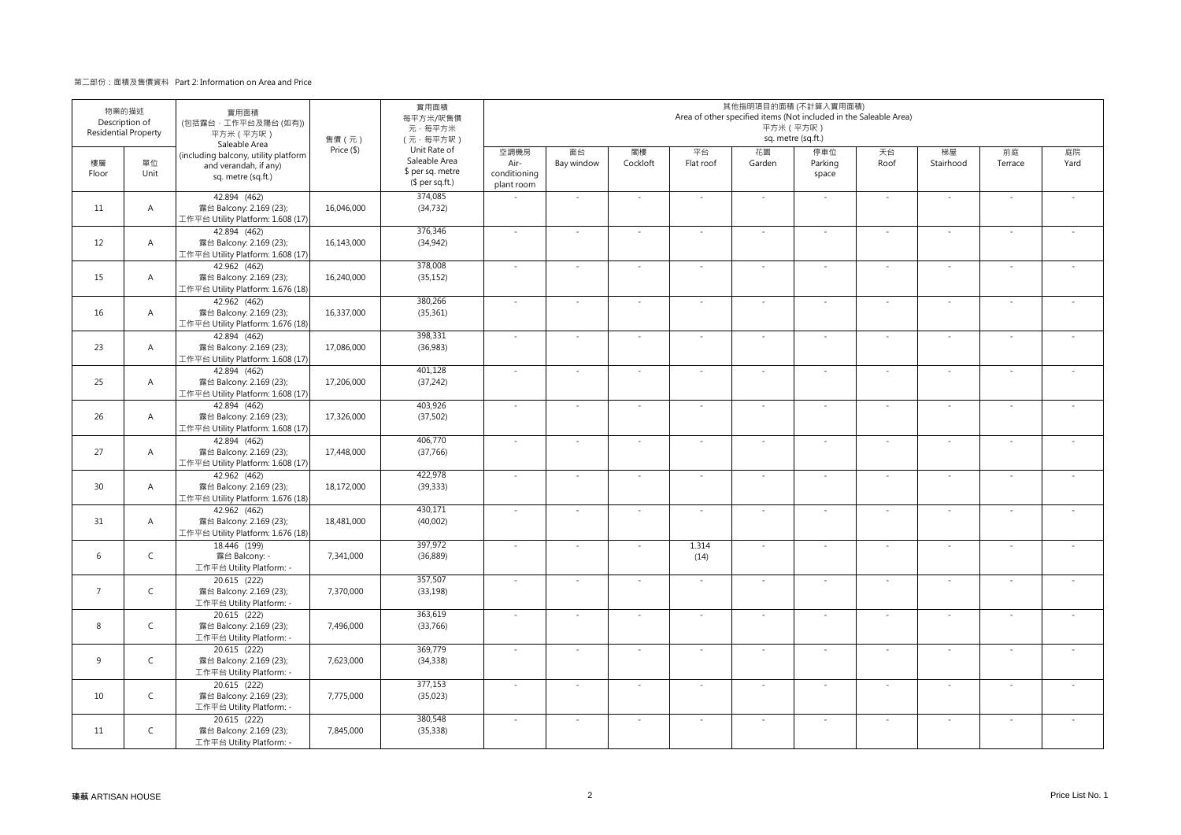第二部份：面積及售價資料 Part 2: Information on Area and Price

| 物業的描述 Description of Residential Property | | 實用面積 (包括露台，工作平台及陽台 (如有)) 平方米（平方呎） Saleable Area (including balcony, utility platform and verandah, if any) sq. metre (sq.ft.) | 售價（元） Price ($) | 實用面積 每平方米/呎售價 元，每平方米 （元，每平方呎） Unit Rate of Saleable Area $ per sq. metre ($ per sq.ft.) | 其他指明項目的面積 (不計算入實用面積) Area of other specified items (Not included in the Saleable Area) 平方米（平方呎） sq. metre (sq.ft.) | | | | | | | | | |
|---|---|---|---|---|---|---|---|---|---|---|---|---|---|---|
| 樓層 Floor | 單位 Unit | | | | 空調機房 Air-conditioning plant room | 窗台 Bay window | 閣樓 Cockloft | 平台 Flat roof | 花園 Garden | 停車位 Parking space | 天台 Roof | 梯屋 Stairhood | 前庭 Terrace | 庭院 Yard |
| 11 | A | 42.894 (462) 露台 Balcony: 2.169 (23); 工作平台 Utility Platform: 1.608 (17) | 16,046,000 | 374,085 (34,732) | - | - | - | - | - | - | - | - | - | - |
| 12 | A | 42.894 (462) 露台 Balcony: 2.169 (23); 工作平台 Utility Platform: 1.608 (17) | 16,143,000 | 376,346 (34,942) | - | - | - | - | - | - | - | - | - | - |
| 15 | A | 42.962 (462) 露台 Balcony: 2.169 (23); 工作平台 Utility Platform: 1.676 (18) | 16,240,000 | 378,008 (35,152) | - | - | - | - | - | - | - | - | - | - |
| 16 | A | 42.962 (462) 露台 Balcony: 2.169 (23); 工作平台 Utility Platform: 1.676 (18) | 16,337,000 | 380,266 (35,361) | - | - | - | - | - | - | - | - | - | - |
| 23 | A | 42.894 (462) 露台 Balcony: 2.169 (23); 工作平台 Utility Platform: 1.608 (17) | 17,086,000 | 398,331 (36,983) | - | - | - | - | - | - | - | - | - | - |
| 25 | A | 42.894 (462) 露台 Balcony: 2.169 (23); 工作平台 Utility Platform: 1.608 (17) | 17,206,000 | 401,128 (37,242) | - | - | - | - | - | - | - | - | - | - |
| 26 | A | 42.894 (462) 露台 Balcony: 2.169 (23); 工作平台 Utility Platform: 1.608 (17) | 17,326,000 | 403,926 (37,502) | - | - | - | - | - | - | - | - | - | - |
| 27 | A | 42.894 (462) 露台 Balcony: 2.169 (23); 工作平台 Utility Platform: 1.608 (17) | 17,448,000 | 406,770 (37,766) | - | - | - | - | - | - | - | - | - | - |
| 30 | A | 42.962 (462) 露台 Balcony: 2.169 (23); 工作平台 Utility Platform: 1.676 (18) | 18,172,000 | 422,978 (39,333) | - | - | - | - | - | - | - | - | - | - |
| 31 | A | 42.962 (462) 露台 Balcony: 2.169 (23); 工作平台 Utility Platform: 1.676 (18) | 18,481,000 | 430,171 (40,002) | - | - | - | - | - | - | - | - | - | - |
| 6 | C | 18.446 (199) 露台 Balcony: - 工作平台 Utility Platform: - | 7,341,000 | 397,972 (36,889) | - | - | - | 1.314 (14) | - | - | - | - | - | - |
| 7 | C | 20.615 (222) 露台 Balcony: 2.169 (23); 工作平台 Utility Platform: - | 7,370,000 | 357,507 (33,198) | - | - | - | - | - | - | - | - | - | - |
| 8 | C | 20.615 (222) 露台 Balcony: 2.169 (23); 工作平台 Utility Platform: - | 7,496,000 | 363,619 (33,766) | - | - | - | - | - | - | - | - | - | - |
| 9 | C | 20.615 (222) 露台 Balcony: 2.169 (23); 工作平台 Utility Platform: - | 7,623,000 | 369,779 (34,338) | - | - | - | - | - | - | - | - | - | - |
| 10 | C | 20.615 (222) 露台 Balcony: 2.169 (23); 工作平台 Utility Platform: - | 7,775,000 | 377,153 (35,023) | - | - | - | - | - | - | - | - | - | - |
| 11 | C | 20.615 (222) 露台 Balcony: 2.169 (23); 工作平台 Utility Platform: - | 7,845,000 | 380,548 (35,338) | - | - | - | - | - | - | - | - | - | - |

瑧蓺 ARTISAN HOUSE

Price List No. 1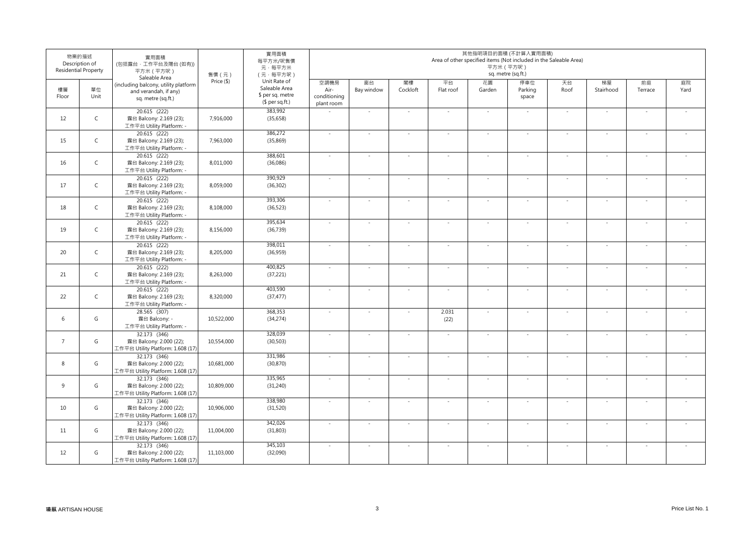| 物業的描述 Description of Residential Property | | 實用面積 (包括露台，工作平台及陽台 (如有)) 平方米（平方呎） Saleable Area (including balcony, utility platform and verandah, if any) sq. metre (sq.ft.) | 售價（元） Price ($) | 實用面積 每平方米/呎售價 元，每平方米 （元，每平方呎） Unit Rate of Saleable Area $ per sq. metre ($ per sq.ft.) | 其他指明項目的面積 (不計算入實用面積) Area of other specified items (Not included in the Saleable Area) 平方米（平方呎） sq. metre (sq.ft.) | | | | | | | | | |
|---|---|---|---|---|---|---|---|---|---|---|---|---|---|---|
| 樓層 Floor | 單位 Unit | | | | 空調機房 Air-conditioning plant room | 窗台 Bay window | 閣樓 Cockloft | 平台 Flat roof | 花園 Garden | 停車位 Parking space | 天台 Roof | 梯屋 Stairhood | 前庭 Terrace | 庭院 Yard |
| 12 | C | 20.615 (222) 露台 Balcony: 2.169 (23); 工作平台 Utility Platform: - | 7,916,000 | 383,992 (35,658) | - | - | - | - | - | - | - | - | - | - |
| 15 | C | 20.615 (222) 露台 Balcony: 2.169 (23); 工作平台 Utility Platform: - | 7,963,000 | 386,272 (35,869) | - | - | - | - | - | - | - | - | - | - |
| 16 | C | 20.615 (222) 露台 Balcony: 2.169 (23); 工作平台 Utility Platform: - | 8,011,000 | 388,601 (36,086) | - | - | - | - | - | - | - | - | - | - |
| 17 | C | 20.615 (222) 露台 Balcony: 2.169 (23); 工作平台 Utility Platform: - | 8,059,000 | 390,929 (36,302) | - | - | - | - | - | - | - | - | - | - |
| 18 | C | 20.615 (222) 露台 Balcony: 2.169 (23); 工作平台 Utility Platform: - | 8,108,000 | 393,306 (36,523) | - | - | - | - | - | - | - | - | - | - |
| 19 | C | 20.615 (222) 露台 Balcony: 2.169 (23); 工作平台 Utility Platform: - | 8,156,000 | 395,634 (36,739) | - | - | - | - | - | - | - | - | - | - |
| 20 | C | 20.615 (222) 露台 Balcony: 2.169 (23); 工作平台 Utility Platform: - | 8,205,000 | 398,011 (36,959) | - | - | - | - | - | - | - | - | - | - |
| 21 | C | 20.615 (222) 露台 Balcony: 2.169 (23); 工作平台 Utility Platform: - | 8,263,000 | 400,825 (37,221) | - | - | - | - | - | - | - | - | - | - |
| 22 | C | 20.615 (222) 露台 Balcony: 2.169 (23); 工作平台 Utility Platform: - | 8,320,000 | 403,590 (37,477) | - | - | - | - | - | - | - | - | - | - |
| 6 | G | 28.565 (307) 露台 Balcony: - 工作平台 Utility Platform: - | 10,522,000 | 368,353 (34,274) | - | - | - | 2.031 (22) | - | - | - | - | - | - |
| 7 | G | 32.173 (346) 露台 Balcony: 2.000 (22); 工作平台 Utility Platform: 1.608 (17) | 10,554,000 | 328,039 (30,503) | - | - | - | - | - | - | - | - | - | - |
| 8 | G | 32.173 (346) 露台 Balcony: 2.000 (22); 工作平台 Utility Platform: 1.608 (17) | 10,681,000 | 331,986 (30,870) | - | - | - | - | - | - | - | - | - | - |
| 9 | G | 32.173 (346) 露台 Balcony: 2.000 (22); 工作平台 Utility Platform: 1.608 (17) | 10,809,000 | 335,965 (31,240) | - | - | - | - | - | - | - | - | - | - |
| 10 | G | 32.173 (346) 露台 Balcony: 2.000 (22); 工作平台 Utility Platform: 1.608 (17) | 10,906,000 | 338,980 (31,520) | - | - | - | - | - | - | - | - | - | - |
| 11 | G | 32.173 (346) 露台 Balcony: 2.000 (22); 工作平台 Utility Platform: 1.608 (17) | 11,004,000 | 342,026 (31,803) | - | - | - | - | - | - | - | - | - | - |
| 12 | G | 32.173 (346) 露台 Balcony: 2.000 (22); 工作平台 Utility Platform: 1.608 (17) | 11,103,000 | 345,103 (32,090) | - | - | - | - | - | - | - | - | - | - |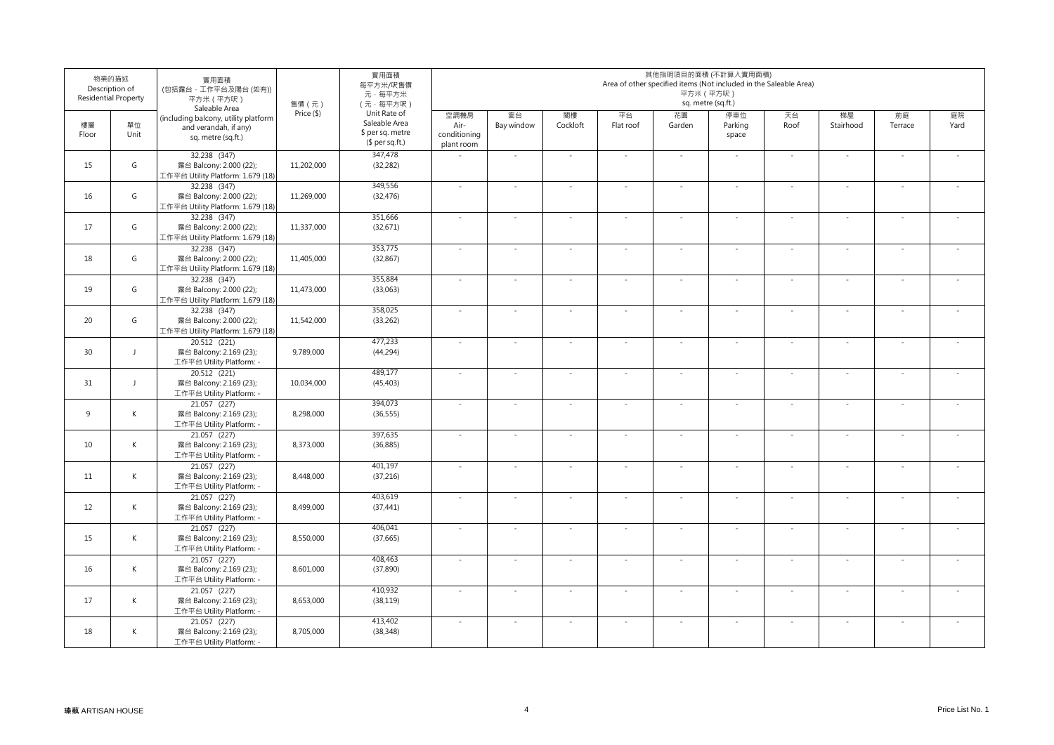| 物業的描述 Description of Residential Property | | 實用面積 (包括露台，工作平台及陽台 (如有)) 平方米（平方呎） Saleable Area (including balcony, utility platform and verandah, if any) sq. metre (sq.ft.) | 售價（元） Price ($) | 實用面積 每平方米/呎售價 元，每平方米 （元，每平方呎） Unit Rate of Saleable Area $ per sq. metre ($ per sq.ft.) | 其他指明項目的面積 (不計算入實用面積) Area of other specified items (Not included in the Saleable Area) 平方米（平方呎） sq. metre (sq.ft.) | | | | | | | | | |
|---|---|---|---|---|---|---|---|---|---|---|---|---|---|---|
| 樓層 Floor | 單位 Unit | | | | 空調機房 Air-conditioning plant room | 窗台 Bay window | 閣樓 Cockloft | 平台 Flat roof | 花園 Garden | 停車位 Parking space | 天台 Roof | 梯屋 Stairhood | 前庭 Terrace | 庭院 Yard |
| 15 | G | 32.238 (347) 露台 Balcony: 2.000 (22); 工作平台 Utility Platform: 1.679 (18) | 11,202,000 | 347,478 (32,282) | - | - | - | - | - | - | - | - | - | - |
| 16 | G | 32.238 (347) 露台 Balcony: 2.000 (22); 工作平台 Utility Platform: 1.679 (18) | 11,269,000 | 349,556 (32,476) | - | - | - | - | - | - | - | - | - | - |
| 17 | G | 32.238 (347) 露台 Balcony: 2.000 (22); 工作平台 Utility Platform: 1.679 (18) | 11,337,000 | 351,666 (32,671) | - | - | - | - | - | - | - | - | - | - |
| 18 | G | 32.238 (347) 露台 Balcony: 2.000 (22); 工作平台 Utility Platform: 1.679 (18) | 11,405,000 | 353,775 (32,867) | - | - | - | - | - | - | - | - | - | - |
| 19 | G | 32.238 (347) 露台 Balcony: 2.000 (22); 工作平台 Utility Platform: 1.679 (18) | 11,473,000 | 355,884 (33,063) | - | - | - | - | - | - | - | - | - | - |
| 20 | G | 32.238 (347) 露台 Balcony: 2.000 (22); 工作平台 Utility Platform: 1.679 (18) | 11,542,000 | 358,025 (33,262) | - | - | - | - | - | - | - | - | - | - |
| 30 | J | 20.512 (221) 露台 Balcony: 2.169 (23); 工作平台 Utility Platform: - | 9,789,000 | 477,233 (44,294) | - | - | - | - | - | - | - | - | - | - |
| 31 | J | 20.512 (221) 露台 Balcony: 2.169 (23); 工作平台 Utility Platform: - | 10,034,000 | 489,177 (45,403) | - | - | - | - | - | - | - | - | - | - |
| 9 | K | 21.057 (227) 露台 Balcony: 2.169 (23); 工作平台 Utility Platform: - | 8,298,000 | 394,073 (36,555) | - | - | - | - | - | - | - | - | - | - |
| 10 | K | 21.057 (227) 露台 Balcony: 2.169 (23); 工作平台 Utility Platform: - | 8,373,000 | 397,635 (36,885) | - | - | - | - | - | - | - | - | - | - |
| 11 | K | 21.057 (227) 露台 Balcony: 2.169 (23); 工作平台 Utility Platform: - | 8,448,000 | 401,197 (37,216) | - | - | - | - | - | - | - | - | - | - |
| 12 | K | 21.057 (227) 露台 Balcony: 2.169 (23); 工作平台 Utility Platform: - | 8,499,000 | 403,619 (37,441) | - | - | - | - | - | - | - | - | - | - |
| 15 | K | 21.057 (227) 露台 Balcony: 2.169 (23); 工作平台 Utility Platform: - | 8,550,000 | 406,041 (37,665) | - | - | - | - | - | - | - | - | - | - |
| 16 | K | 21.057 (227) 露台 Balcony: 2.169 (23); 工作平台 Utility Platform: - | 8,601,000 | 408,463 (37,890) | - | - | - | - | - | - | - | - | - | - |
| 17 | K | 21.057 (227) 露台 Balcony: 2.169 (23); 工作平台 Utility Platform: - | 8,653,000 | 410,932 (38,119) | - | - | - | - | - | - | - | - | - | - |
| 18 | K | 21.057 (227) 露台 Balcony: 2.169 (23); 工作平台 Utility Platform: - | 8,705,000 | 413,402 (38,348) | - | - | - | - | - | - | - | - | - | - |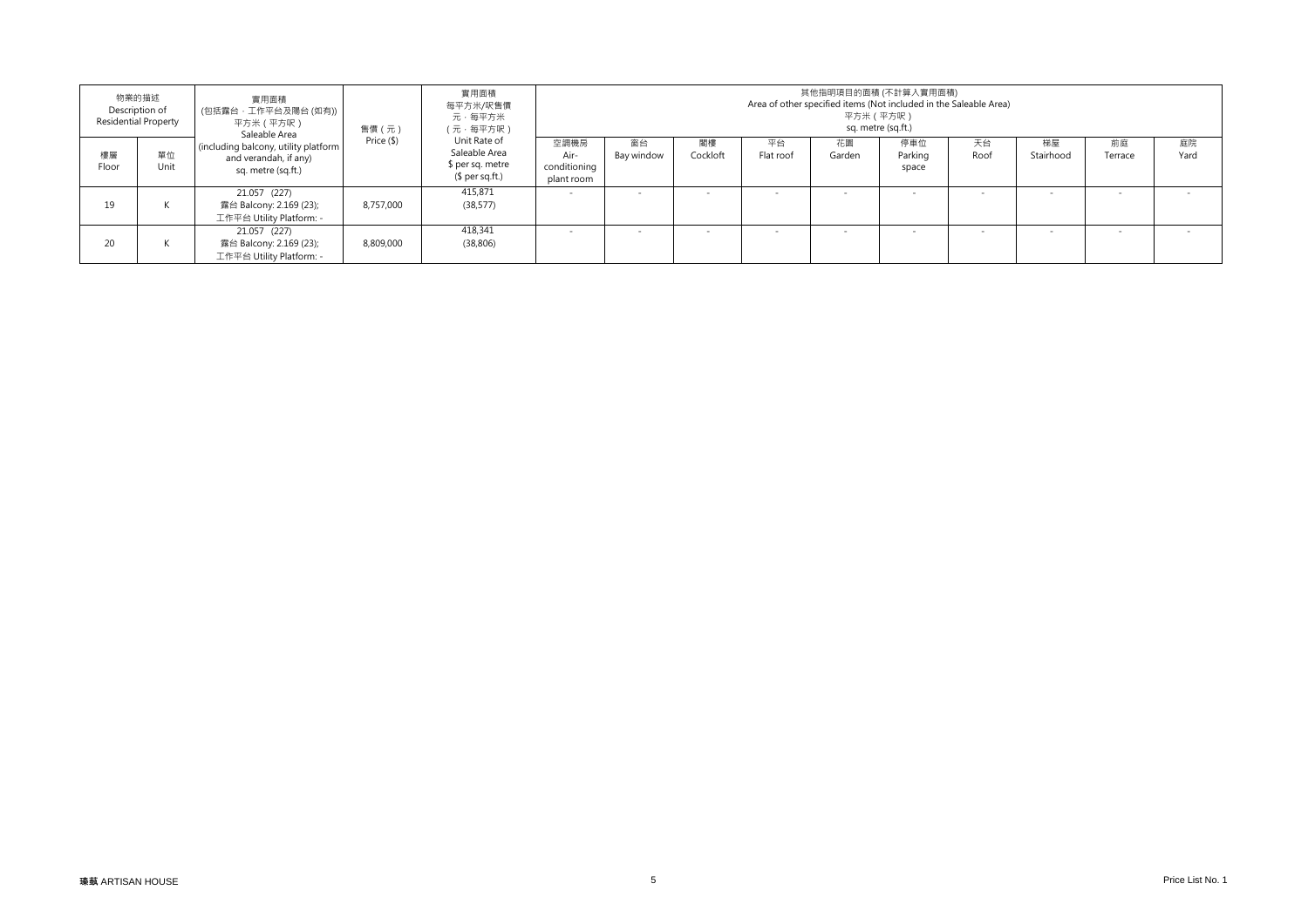| 物業的描述 Description of Residential Property | | 實用面積 (包括露台，工作平台及陽台 (如有)) 平方米（平方呎） Saleable Area (including balcony, utility platform and verandah, if any) sq. metre (sq.ft.) | 售價（元） Price ($) | 實用面積 每平方米/呎售價 元，每平方米 （元，每平方呎） Unit Rate of Saleable Area $ per sq. metre ($ per sq.ft.) | 其他指明項目的面積 (不計算入實用面積) Area of other specified items (Not included in the Saleable Area) 平方米（平方呎） sq. metre (sq.ft.) | | | | | | | | | |
|---|---|---|---|---|---|---|---|---|---|---|---|---|---|---|
| 樓層 Floor | 單位 Unit | | | | 空調機房 Air-conditioning plant room | 窗台 Bay window | 閣樓 Cockloft | 平台 Flat roof | 花園 Garden | 停車位 Parking space | 天台 Roof | 梯屋 Stairhood | 前庭 Terrace | 庭院 Yard |
| 19 | K | 21.057 (227) 露台 Balcony: 2.169 (23); 工作平台 Utility Platform: - | 8,757,000 | 415,871 (38,577) | - | - | - | - | - | - | - | - | - | - |
| 20 | K | 21.057 (227) 露台 Balcony: 2.169 (23); 工作平台 Utility Platform: - | 8,809,000 | 418,341 (38,806) | - | - | - | - | - | - | - | - | - | - |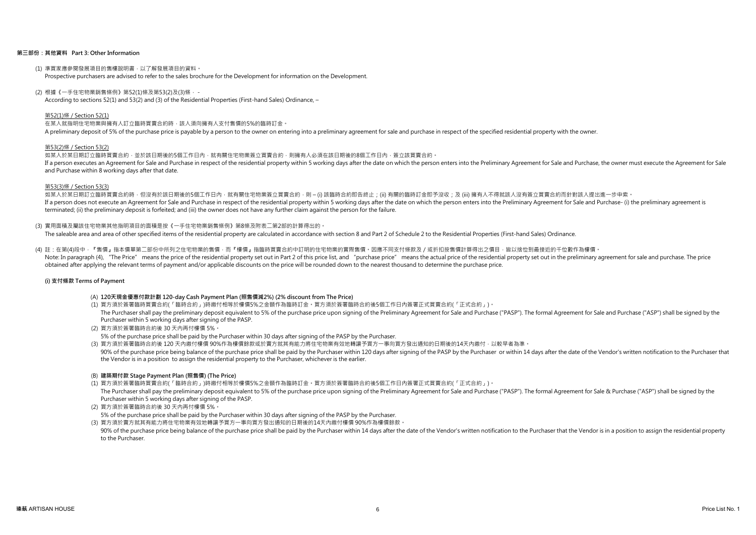## 第三部份：其他資料 Part 3: Other Information

(1) 準買家應參閱發展項目的售樓說明書，以了解發展項目的資料。
Prospective purchasers are advised to refer to the sales brochure for the Development for information on the Development.

(2) 根據《一手住宅物業銷售條例》第52(1)條及第53(2)及(3)條，-
According to sections 52(1) and 53(2) and (3) of the Residential Properties (First-hand Sales) Ordinance, –

第52(1)條 / Section 52(1)

在某人就指明住宅物業與擁有人訂立臨時買賣合約時，該人須向擁有人支付售價的5%的臨時訂金。
A preliminary deposit of 5% of the purchase price is payable by a person to the owner on entering into a preliminary agreement for sale and purchase in respect of the specified residential property with the owner.

第53(2)條 / Section 53(2)

如某人於某日期訂立臨時買賣合約，並於該日期後的5個工作日內，就有關住宅物業簽立買賣合約，則擁有人必須在該日期後的8個工作日內，簽立該買賣合約。
If a person executes an Agreement for Sale and Purchase in respect of the residential property within 5 working days after the date on which the person enters into the Preliminary Agreement for Sale and Purchase, the owner must execute the Agreement for Sale and Purchase within 8 working days after that date.

第53(3)條 / Section 53(3)

如某人於某日期訂立臨時買賣合約時，但沒有於該日期後的5個工作日內，就有關住宅物業簽立買賣合約，則 – (i) 該臨時合約即告終止；(ii) 有關的臨時訂金即予沒收；及 (iii) 擁有人不得就該人沒有簽立買賣合約而針對該人提出進一步申索。
If a person does not execute an Agreement for Sale and Purchase in respect of the residential property within 5 working days after the date on which the person enters into the Preliminary Agreement for Sale and Purchase- (i) the preliminary agreement is terminated; (ii) the preliminary deposit is forfeited; and (iii) the owner does not have any further claim against the person for the failure.

(3) 實用面積及屬該住宅物業其他指明項目的面積是按《一手住宅物業銷售條例》第8條及附表二第2部的計算得出的。
The saleable area and area of other specified items of the residential property are calculated in accordance with section 8 and Part 2 of Schedule 2 to the Residential Properties (First-hand Sales) Ordinance.

(4) 註：在第(4)段中，『售價』指本價單第二部份中所列之住宅物業的售價，而『樓價』指臨時買賣合約中訂明的住宅物業的實際售價。因應不同支付條款及 / 或折扣按售價計算得出之價目，皆以捨位到最接近的千位數作為樓價。
Note: In paragraph (4), "The Price" means the price of the residential property set out in Part 2 of this price list, and "purchase price" means the actual price of the residential property set out in the preliminary agreement for sale and purchase. The price obtained after applying the relevant terms of payment and/or applicable discounts on the price will be rounded down to the nearest thousand to determine the purchase price.

### (i) 支付條款 Terms of Payment

#### (A) 120天現金優惠付款計劃 120-day Cash Payment Plan (照售價減2%) (2% discount from The Price)

(1) 買方須於簽署臨時買賣合約(「臨時合約」)時繳付相等於樓價5%之金額作為臨時訂金。買方須於簽署臨時合約後5個工作日內簽署正式買賣合約(「正式合約」)。
The Purchaser shall pay the preliminary deposit equivalent to 5% of the purchase price upon signing of the Preliminary Agreement for Sale and Purchase ("PASP"). The formal Agreement for Sale and Purchase ("ASP") shall be signed by the Purchaser within 5 working days after signing of the PASP.

(2) 買方須於簽署臨時合約後 30 天內再付樓價 5%。
5% of the purchase price shall be paid by the Purchaser within 30 days after signing of the PASP by the Purchaser.

(3) 買方須於簽署臨時合約後 120 天內繳付樓價 90%作為樓價餘款或於賣方就其有能力將住宅物業有效地轉讓予買方一事向買方發出通知的日期後的14天內繳付，以較早者為準。
90% of the purchase price being balance of the purchase price shall be paid by the Purchaser within 120 days after signing of the PASP by the Purchaser or within 14 days after the date of the Vendor's written notification to the Purchaser that the Vendor is in a position to assign the residential property to the Purchaser, whichever is the earlier.

#### (B) 建築期付款 Stage Payment Plan (照售價) (The Price)

(1) 買方須於簽署臨時買賣合約(「臨時合約」)時繳付相等於樓價5%之金額作為臨時訂金。買方須於簽署臨時合約後5個工作日內簽署正式買賣合約(「正式合約」)。
The Purchaser shall pay the preliminary deposit equivalent to 5% of the purchase price upon signing of the Preliminary Agreement for Sale and Purchase ("PASP"). The formal Agreement for Sale & Purchase ("ASP") shall be signed by the Purchaser within 5 working days after signing of the PASP.

(2) 買方須於簽署臨時合約後 30 天內再付樓價 5%。
5% of the purchase price shall be paid by the Purchaser within 30 days after signing of the PASP by the Purchaser.

(3) 買方須於賣方就其有能力將住宅物業有效地轉讓予買方一事向買方發出通知的日期後的14天內繳付樓價 90%作為樓價餘款。
90% of the purchase price being balance of the purchase price shall be paid by the Purchaser within 14 days after the date of the Vendor's written notification to the Purchaser that the Vendor is in a position to assign the residential property to the Purchaser.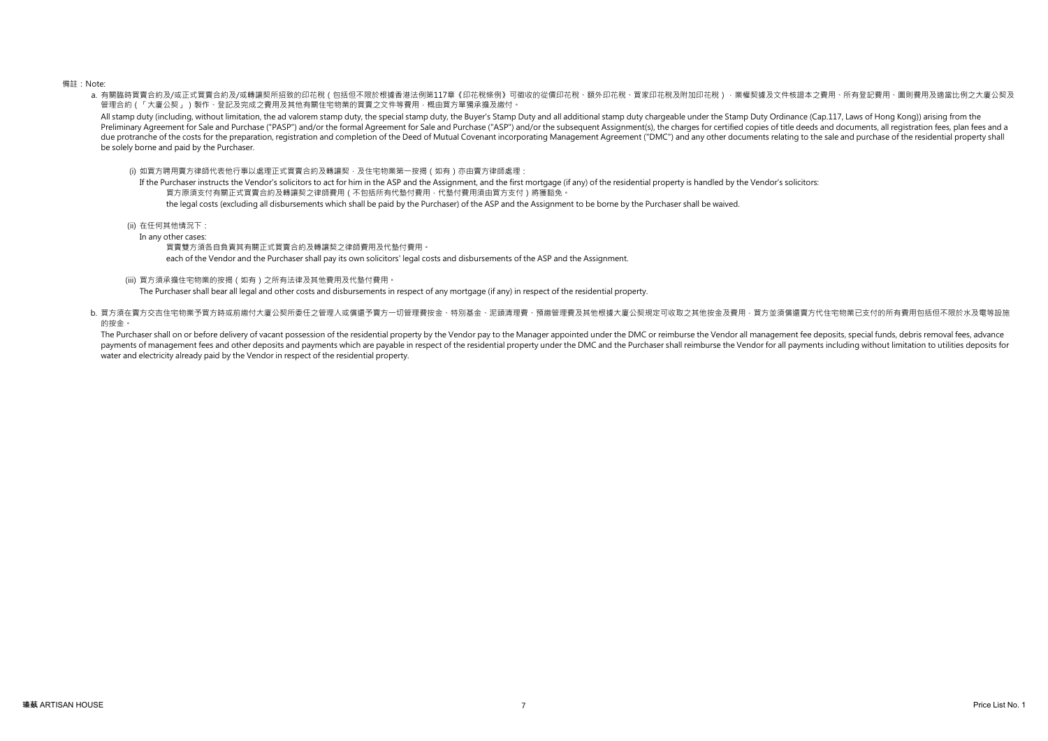備註：Note:

a. 有關臨時買賣合約及/或正式買賣合約及/或轉讓契所招致的印花稅（包括但不限於根據香港法例第117章《印花稅條例》可徵收的從價印花稅、額外印花稅、買家印花稅及附加印花稅），業權契據及文件核證本之費用、所有登記費用、圖則費用及適當比例之大廈公契及管理合約（「大廈公契」）製作、登記及完成之費用及其他有關住宅物業的買賣之文件等費用，概由買方單獨承擔及繳付。

   All stamp duty (including, without limitation, the ad valorem stamp duty, the special stamp duty, the Buyer's Stamp Duty and all additional stamp duty chargeable under the Stamp Duty Ordinance (Cap.117, Laws of Hong Kong)) arising from the Preliminary Agreement for Sale and Purchase ("PASP") and/or the formal Agreement for Sale and Purchase ("ASP") and/or the subsequent Assignment(s), the charges for certified copies of title deeds and documents, all registration fees, plan fees and a due protranche of the costs for the preparation, registration and completion of the Deed of Mutual Covenant incorporating Management Agreement ("DMC") and any other documents relating to the sale and purchase of the residential property shall be solely borne and paid by the Purchaser.

   (i) 如買方聘用賣方律師代表他行事以處理正式買賣合約及轉讓契，及住宅物業第一按揭（如有）亦由賣方律師處理：

   If the Purchaser instructs the Vendor's solicitors to act for him in the ASP and the Assignment, and the first mortgage (if any) of the residential property is handled by the Vendor's solicitors:

   買方原須支付有關正式買賣合約及轉讓契之律師費用（不包括所有代墊付費用，代墊付費用須由買方支付）將獲豁免。

   the legal costs (excluding all disbursements which shall be paid by the Purchaser) of the ASP and the Assignment to be borne by the Purchaser shall be waived.

   (ii) 在任何其他情況下：

   In any other cases:

   買賣雙方須各自負責其有關正式買賣合約及轉讓契之律師費用及代墊付費用。

   each of the Vendor and the Purchaser shall pay its own solicitors' legal costs and disbursements of the ASP and the Assignment.

   (iii) 買方須承擔住宅物業的按揭（如有）之所有法律及其他費用及代墊付費用。

   The Purchaser shall bear all legal and other costs and disbursements in respect of any mortgage (if any) in respect of the residential property.

b. 買方須在賣方交吉住宅物業予買方時或前繳付大廈公契所委任之管理人或償還予賣方一切管理費按金、特別基金、泥頭清理費、預繳管理費及其他根據大廈公契規定可收取之其他按金及費用，買方並須償還賣方代住宅物業已支付的所有費用包括但不限於水及電等設施的按金。

   The Purchaser shall on or before delivery of vacant possession of the residential property by the Vendor pay to the Manager appointed under the DMC or reimburse the Vendor all management fee deposits, special funds, debris removal fees, advance payments of management fees and other deposits and payments which are payable in respect of the residential property under the DMC and the Purchaser shall reimburse the Vendor for all payments including without limitation to utilities deposits for water and electricity already paid by the Vendor in respect of the residential property.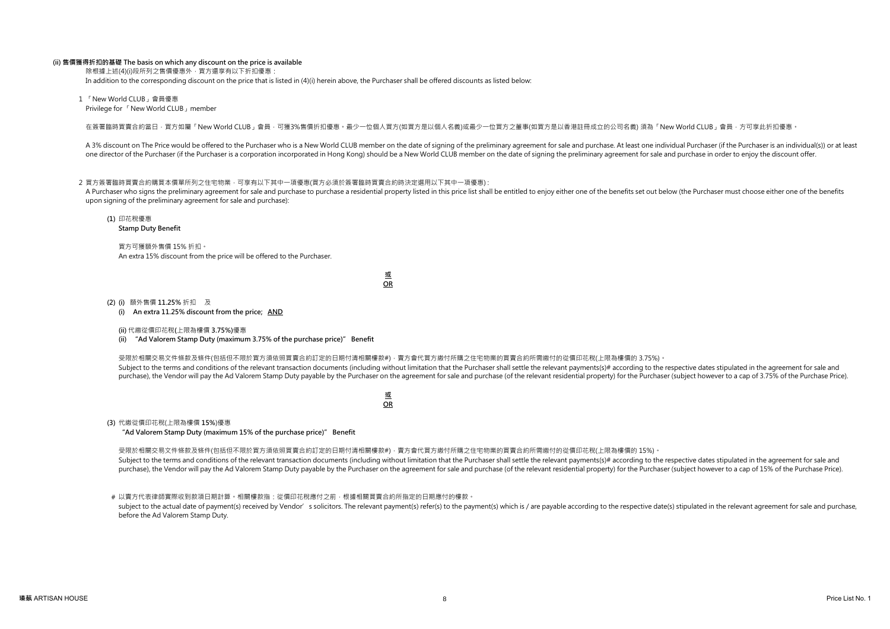**(ii) 售價獲得折扣的基礎 The basis on which any discount on the price is available**

除根據上述(4)(i)段所列之售價優惠外，買方還享有以下折扣優惠：

In addition to the corresponding discount on the price that is listed in (4)(i) herein above, the Purchaser shall be offered discounts as listed below:

1 「New World CLUB」會員優惠

Privilege for「New World CLUB」member

在簽署臨時買賣合約當日，買方如屬「New World CLUB」會員，可獲3%售價折扣優惠。最少一位個人買方(如買方是以個人名義)或最少一位買方之董事(如買方是以香港註冊成立的公司名義) 須為「New World CLUB」會員，方可享此折扣優惠。

A 3% discount on The Price would be offered to the Purchaser who is a New World CLUB member on the date of signing of the preliminary agreement for sale and purchase. At least one individual Purchaser (if the Purchaser is an individual(s)) or at least one director of the Purchaser (if the Purchaser is a corporation incorporated in Hong Kong) should be a New World CLUB member on the date of signing the preliminary agreement for sale and purchase in order to enjoy the discount offer.

2 買方簽署臨時買賣合約購買本價單所列之住宅物業，可享有以下其中一項優惠(買方必須於簽署臨時買賣合約時決定選用以下其中一項優惠)：

A Purchaser who signs the preliminary agreement for sale and purchase to purchase a residential property listed in this price list shall be entitled to enjoy either one of the benefits set out below (the Purchaser must choose either one of the benefits upon signing of the preliminary agreement for sale and purchase):

(1) 印花稅優惠

**Stamp Duty Benefit**

買方可獲額外售價 15% 折扣。

An extra 15% discount from the price will be offered to the Purchaser.

<u>**或**</u>

<u>**OR**</u>

(2) (i) 額外售價 **11.25%** 折扣 及

**(i) An extra 11.25% discount from the price; <u>AND</u>**

**(ii)** 代繳從價印花稅(上限為樓價 **3.75%**)優惠

**(ii) "Ad Valorem Stamp Duty (maximum 3.75% of the purchase price)" Benefit**

受限於相關交易文件條款及條件(包括但不限於買方須依照買賣合約訂定的日期付清相關樓款#)，賣方會代買方繳付所購之住宅物業的買賣合約所需繳付的從價印花稅(上限為樓價的 3.75%)。

Subject to the terms and conditions of the relevant transaction documents (including without limitation that the Purchaser shall settle the relevant payments(s)# according to the respective dates stipulated in the agreement for sale and purchase), the Vendor will pay the Ad Valorem Stamp Duty payable by the Purchaser on the agreement for sale and purchase (of the relevant residential property) for the Purchaser (subject however to a cap of 3.75% of the Purchase Price).

<u>**或**</u>

<u>**OR**</u>

(3) 代繳從價印花稅(上限為樓價 **15%**)優惠

**"Ad Valorem Stamp Duty (maximum 15% of the purchase price)" Benefit**

受限於相關交易文件條款及條件(包括但不限於買方須依照買賣合約訂定的日期付清相關樓款#)，賣方會代買方繳付所購之住宅物業的買賣合約所需繳付的從價印花稅(上限為樓價的 15%)。

Subject to the terms and conditions of the relevant transaction documents (including without limitation that the Purchaser shall settle the relevant payments(s)# according to the respective dates stipulated in the agreement for sale and purchase), the Vendor will pay the Ad Valorem Stamp Duty payable by the Purchaser on the agreement for sale and purchase (of the relevant residential property) for the Purchaser (subject however to a cap of 15% of the Purchase Price).

\# 以賣方代表律師實際收到款項日期計算。相關樓款指：從價印花稅應付之前，根據相關買賣合約所指定的日期應付的樓款。

subject to the actual date of payment(s) received by Vendor's solicitors. The relevant payment(s) refer(s) to the payment(s) which is / are payable according to the respective date(s) stipulated in the relevant agreement for sale and purchase, before the Ad Valorem Stamp Duty.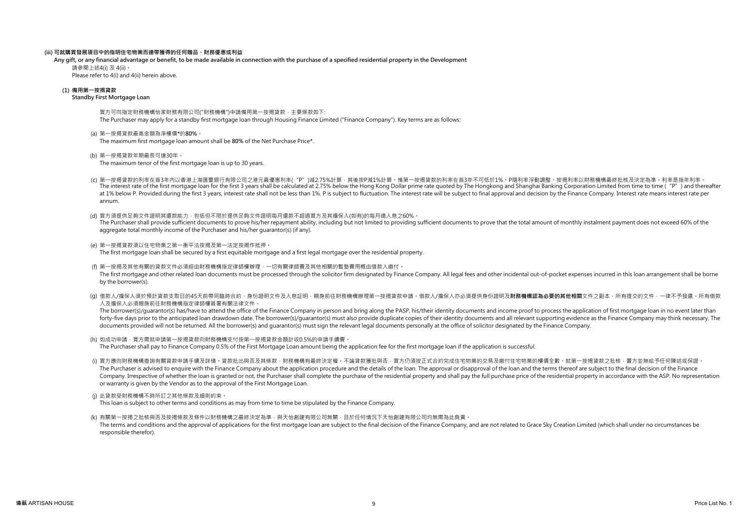**(iii) 可就購買發展項目中的指明住宅物業而連帶獲得的任何贈品、財務優惠或利益**

**Any gift, or any financial advantage or benefit, to be made available in connection with the purchase of a specified residential property in the Development**

請參閱上述4(i) 及 4(ii)。

Please refer to 4(i) and 4(ii) herein above.

**(1) 備用第一按揭貸款**

**Standby First Mortgage Loan**

買方可向指定財務機構怡家財務有限公司("財務機構")申請備用第一按揭貸款，主要條款如下:

The Purchaser may apply for a standby first mortgage loan through Housing Finance Limited ("Finance Company"). Key terms are as follows:

(a) 第一按揭貸款最高金額為淨樓價*的**80%**。

The maximum first mortgage loan amount shall be **80%** of the Net Purchase Price*.

(b) 第一按揭貸款年期最長可達30年。

The maximum tenor of the first mortgage loan is up to 30 years.

(c) 第一按揭貸款的利率在首3年內以香港上海匯豐銀行有限公司之港元最優惠利率("P")減2.75%計算，其後按P減1%計算。惟第一按揭貸款的利率在首3年不可低於1%。P隨利率浮動調整。按揭利率以財務機構最終批核及決定為準。利率是指年利率。

The interest rate of the first mortgage loan for the first 3 years shall be calculated at 2.75% below the Hong Kong Dollar prime rate quoted by The Hongkong and Shanghai Banking Corporation Limited from time to time ("P") and thereafter at 1% below P. Provided during the first 3 years, interest rate shall not be less than 1%. P is subject to fluctuation. The interest rate will be subject to final approval and decision by the Finance Company. Interest rate means interest rate per annum.

(d) 買方須提供足夠文件證明其還款能力，包括但不限於提供足夠文件證明每月還款不超過買方及其擔保人(如有)的每月總入息之60%。

The Purchaser shall provide sufficient documents to prove his/her repayment ability, including but not limited to providing sufficient documents to prove that the total amount of monthly instalment payment does not exceed 60% of the aggregate total monthly income of the Purchaser and his/her guarantor(s) (if any).

(e) 第一按揭貸款須以住宅物業之第一衡平法按揭及第一法定按揭作抵押。

The first mortgage loan shall be secured by a first equitable mortgage and a first legal mortgage over the residential property.

(f) 第一按揭及其他有關的貸款文件必須經由財務機構指定律師樓辦理，一切有關律師費及其他相關的墊支費用概由借款人繳付。

The first mortgage and other related loan documents must be processed through the solicitor firm designated by Finance Company. All legal fees and other incidental out-of-pocket expenses incurred in this loan arrangement shall be borne by the borrower(s).

(g) 借款人/擔保人須於預計貸款支取日的45天前帶同臨時合約、身份證明文件及入息證明，親身前往財務機構辦理第一按揭貸款申請。借款人/擔保人亦必須提供身份證明及**財務機構認為必要的其他相關**文件之副本，所有提交的文件，一律不予發還。所有借款人及擔保人必須親身前往財務機構指定律師樓簽署有關法律文件。

The borrower(s)/guarantor(s) has/have to attend the office of the Finance Company in person and bring along the PASP, his/their identity documents and income proof to process the application of first mortgage loan in no event later than forty-five days prior to the anticipated loan drawdown date. The borrower(s)/guarantor(s) must also provide duplicate copies of their identity documents and all relevant supporting evidence as the Finance Company may think necessary. The documents provided will not be returned. All the borrower(s) and guarantor(s) must sign the relevant legal documents personally at the office of solicitor designated by the Finance Company.

(h) 如成功申請，買方需就申請第一按揭貸款向財務機構支付按第一按揭貸款金額計收0.5%的申請手續費。

The Purchaser shall pay to Finance Company 0.5% of the First Mortgage Loan amount being the application fee for the first mortgage loan if the application is successful.

(i) 買方應向財務機構查詢有關貸款申請手續及詳情。貸款批出與否及其條款，財務機構有最終決定權。不論貸款獲批與否，買方仍須按正式合約完成住宅物業的交易及繳付住宅物業的樓價全數。就第一按揭貸款之批核，賣方並無給予任何陳述或保證。

The Purchaser is advised to enquire with the Finance Company about the application procedure and the details of the loan. The approval or disapproval of the loan and the terms thereof are subject to the final decision of the Finance Company. Irrespective of whether the loan is granted or not, the Purchaser shall complete the purchase of the residential property and shall pay the full purchase price of the residential property in accordance with the ASP. No representation or warranty is given by the Vendor as to the approval of the First Mortgage Loan.

(j) 此貸款受財務機構不時所訂之其他條款及細則約束。

This loan is subject to other terms and conditions as may from time to time be stipulated by the Finance Company.

(k) 有關第一按揭之批核與否及按揭條款及條件以財務機構之最終決定為準，與天怡創建有限公司無關，且於任何情況下天怡創建有限公司均無需為此負責。

The terms and conditions and the approval of applications for the first mortgage loan are subject to the final decision of the Finance Company, and are not related to Grace Sky Creation Limited (which shall under no circumstances be responsible therefor).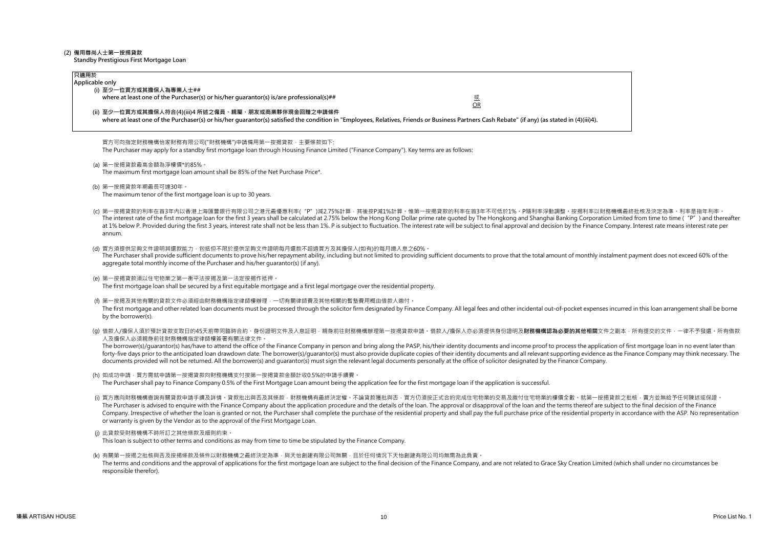## (2) 備用尊尚人士第一按揭貸款
**Standby Prestigious First Mortgage Loan**

> **只適用於**
> **Applicable only**
>
> **(i) 至少一位買方或其擔保人為專業人士##**
> **where at least one of the Purchaser(s) or his/her guarantor(s) is/are professional(s)##**
>
> 或
> OR
>
> **(ii) 至少一位買方或其擔保人符合(4)(iii)4 所述之僱員、親屬、朋友或商業夥伴現金回贈之申請條件**
> **where at least one of the Purchaser(s) or his/her guarantor(s) satisfied the condition in "Employees, Relatives, Friends or Business Partners Cash Rebate" (if any) (as stated in (4)(iii)4.**

買方可向指定財務機構怡家財務有限公司("財務機構")申請備用第一按揭貸款，主要條款如下:
The Purchaser may apply for a standby first mortgage loan through Housing Finance Limited ("Finance Company"). Key terms are as follows:

(a) 第一按揭貸款最高金額為淨樓價*的85%。
The maximum first mortgage loan amount shall be 85% of the Net Purchase Price*.

(b) 第一按揭貸款年期最長可達30年。
The maximum tenor of the first mortgage loan is up to 30 years.

(c) 第一按揭貸款的利率在首3年內以香港上海滙豐銀行有限公司之港元最優惠利率("P")減2.75%計算，其後按P減1%計算。惟第一按揭貸款的利率在首3年不可低於1%。P隨利率浮動調整。按揭利率以財務機構最終批核及決定為準。利率是指年利率。
The interest rate of the first mortgage loan for the first 3 years shall be calculated at 2.75% below the Hong Kong Dollar prime rate quoted by The Hongkong and Shanghai Banking Corporation Limited from time to time ("P") and thereafter at 1% below P. Provided during the first 3 years, interest rate shall not be less than 1%. P is subject to fluctuation. The interest rate will be subject to final approval and decision by the Finance Company. Interest rate means interest rate per annum.

(d) 買方須提供足夠文件證明其還款能力，包括但不限於提供足夠文件證明每月還款不超過買方及其擔保人(如有)的每月總入息之60%。
The Purchaser shall provide sufficient documents to prove his/her repayment ability, including but not limited to providing sufficient documents to prove that the total amount of monthly instalment payment does not exceed 60% of the aggregate total monthly income of the Purchaser and his/her guarantor(s) (if any).

(e) 第一按揭貸款須以住宅物業之第一衡平法按揭及第一法定按揭作抵押。
The first mortgage loan shall be secured by a first equitable mortgage and a first legal mortgage over the residential property.

(f) 第一按揭及其他有關的貸款文件必須經由財務機構指定律師樓辦理，一切有關律師費及其他相關的雜墊費用概由借款人繳付。
The first mortgage and other related loan documents must be processed through the solicitor firm designated by Finance Company. All legal fees and other incidental out-of-pocket expenses incurred in this loan arrangement shall be borne by the borrower(s).

(g) 借款人/擔保人須於預計貸款支取日的45天前帶同臨時合約、身份證明文件及入息証明，親身前往財務機構辦理第一按揭貸款申請。借款人/擔保人亦必須提供身份證明及**財務機構認為必要的其他相關**文件之副本，所有提交的文件，一律不予發還。所有借款人及擔保人必須親身前往財務機構指定律師樓簽署有關法律文件。
The borrower(s)/guarantor(s) has/have to attend the office of the Finance Company in person and bring along the PASP, his/their identity documents and income proof to process the application of first mortgage loan in no event later than forty-five days prior to the anticipated loan drawdown date. The borrower(s)/guarantor(s) must also provide duplicate copies of their identity documents and all relevant supporting evidence as the Finance Company may think necessary. The documents provided will not be returned. All the borrower(s) and guarantor(s) must sign the relevant legal documents personally at the office of solicitor designated by the Finance Company.

(h) 如成功申請，買方需就申請第一按揭貸款向財務機構支付按第一按揭貸款金額計收0.5%的申請手續費。
The Purchaser shall pay to Finance Company 0.5% of the First Mortgage Loan amount being the application fee for the first mortgage loan if the application is successful.

(i) 買方應向財務機構查詢有關貸款申請手續及詳情。貸款批出與否及其條款，財務機構有最終決定權。不論貸款獲批與否，買方仍須按正式合約完成住宅物業的交易及繳付住宅物業的樓價全數。就第一按揭貸款之批核，賣方並無給予任何陳述或保證。
The Purchaser is advised to enquire with the Finance Company about the application procedure and the details of the loan. The approval or disapproval of the loan and the terms thereof are subject to the final decision of the Finance Company. Irrespective of whether the loan is granted or not, the Purchaser shall complete the purchase of the residential property and shall pay the full purchase price of the residential property in accordance with the ASP. No representation or warranty is given by the Vendor as to the approval of the First Mortgage Loan.

(j) 此貸款受財務機構不時所訂之其他條款及細則約束。
This loan is subject to other terms and conditions as may from time to time be stipulated by the Finance Company.

(k) 有關第一按揭之批核與否及按揭條款及條件以財務機構之最終決定為準，與天怡創建有限公司無關，且於任何情況下天怡創建有限公司均無需為此負責。
The terms and conditions and the approval of applications for the first mortgage loan are subject to the final decision of the Finance Company, and are not related to Grace Sky Creation Limited (which shall under no circumstances be responsible therefor).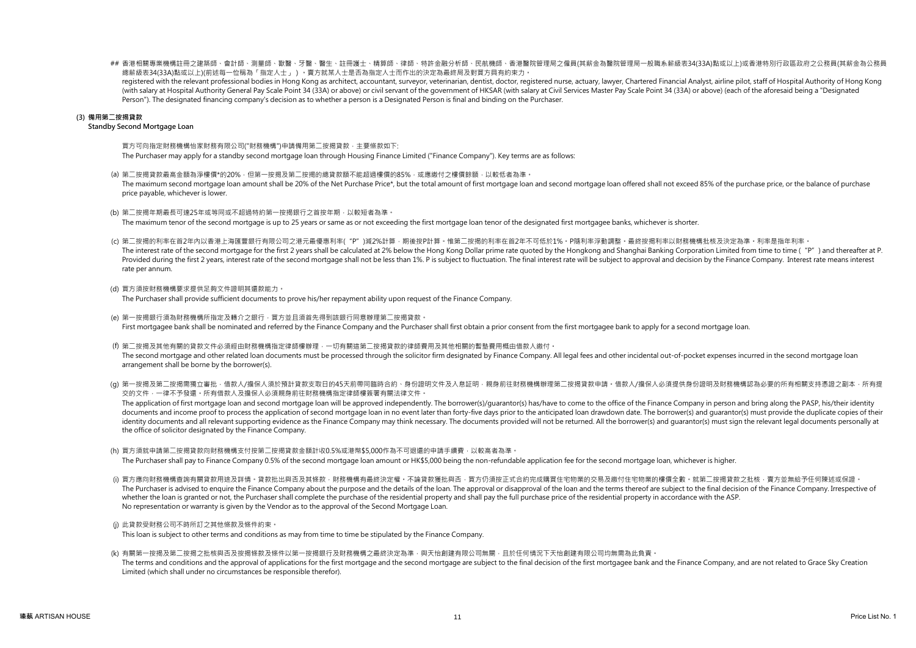## 香港相關專業機構註冊之建築師、會計師、測量師、獸醫、牙醫、醫生、註冊護士、精算師、律師、特許金融分析師、民航機師、香港醫院管理局之僱員(其薪金為醫院管理局一般職系薪級表34(33A)點或以上)或香港特別行政區政府之公務員(其薪金為公務員總薪級表34(33A)點或以上)(前述每一位稱為「指定人士」)。賣方就某人士是否為指定人士而作出的決定為最終局及對買方具有約束力。

registered with the relevant professional bodies in Hong Kong as architect, accountant, surveyor, veterinarian, dentist, doctor, registered nurse, actuary, lawyer, Chartered Financial Analyst, airline pilot, staff of Hospital Authority of Hong Kong (with salary at Hospital Authority General Pay Scale Point 34 (33A) or above) or civil servant of the government of HKSAR (with salary at Civil Services Master Pay Scale Point 34 (33A) or above) (each of the aforesaid being a "Designated Person"). The designated financing company's decision as to whether a person is a Designated Person is final and binding on the Purchaser.

### (3) 備用第二按揭貸款
**Standby Second Mortgage Loan**

買方可向指定財務機構怡家財務有限公司("財務機構")申請備用第二按揭貸款，主要條款如下:
The Purchaser may apply for a standby second mortgage loan through Housing Finance Limited ("Finance Company"). Key terms are as follows:

(a) 第二按揭貸款最高金額為淨樓價*的20%，但第一按揭及第二按揭的總貸款額不能超過樓價的85%，或應繳付之樓價餘額，以較低者為準。
The maximum second mortgage loan amount shall be 20% of the Net Purchase Price*, but the total amount of first mortgage loan and second mortgage loan offered shall not exceed 85% of the purchase price, or the balance of purchase price payable, whichever is lower.

(b) 第二按揭年期最長可達25年或等同或不超過特約第一按揭銀行之首按年期，以較短者為準。
The maximum tenor of the second mortgage is up to 25 years or same as or not exceeding the first mortgage loan tenor of the designated first mortgagee banks, whichever is shorter.

(c) 第二按揭的利率在首2年內以香港上海匯豐銀行有限公司之港元最優惠利率("P")減2%計算，期後按P計算。惟第二按揭的利率在首2年不可低於1%。P隨利率浮動調整。最終按揭利率以財務機構批核及決定為準。利率是指年利率。
The interest rate of the second mortgage for the first 2 years shall be calculated at 2% below the Hong Kong Dollar prime rate quoted by the Hongkong and Shanghai Banking Corporation Limited from time to time ("P") and thereafter at P. Provided during the first 2 years, interest rate of the second mortgage shall not be less than 1%. P is subject to fluctuation. The final interest rate will be subject to approval and decision by the Finance Company. Interest rate means interest rate per annum.

(d) 買方須按財務機構要求提供足夠文件證明其還款能力。
The Purchaser shall provide sufficient documents to prove his/her repayment ability upon request of the Finance Company.

(e) 第一按揭銀行須為財務機構所指定及轉介之銀行，買方並且須首先得到該銀行同意辦理第二按揭貸款。
First mortgagee bank shall be nominated and referred by the Finance Company and the Purchaser shall first obtain a prior consent from the first mortgagee bank to apply for a second mortgage loan.

(f) 第二按揭及其他有關的貸款文件必須經由財務機構指定律師樓辦理，一切有關第二按揭貸款的律師費用及其他相關的雜費用概由借款人繳付。
The second mortgage and other related loan documents must be processed through the solicitor firm designated by Finance Company. All legal fees and other incidental out-of-pocket expenses incurred in the second mortgage loan arrangement shall be borne by the borrower(s).

(g) 第一按揭及第二按揭需獨立審批，借款人/擔保人須於預計貸款支取日的45天前帶同臨時合約、身份證明文件及入息証明，親身前往財務機構辦理第二按揭貸款申請。借款人/擔保人必須提供身份證明及財務機構認為必要的所有相關支持憑證之副本，所有提交的文件，一律不予發還。所有借款人及擔保人必須親身前往財務機構指定律師樓簽署有關法律文件。
The application of first mortgage loan and second mortgage loan will be approved independently. The borrower(s)/guarantor(s) has/have to come to the office of the Finance Company in person and bring along the PASP, his/their identity documents and income proof to process the application of second mortgage loan in no event later than forty-five days prior to the anticipated loan drawdown date. The borrower(s) and guarantor(s) must provide the duplicate copies of their identity documents and all relevant supporting evidence as the Finance Company may think necessary. The documents provided will not be returned. All the borrower(s) and guarantor(s) must sign the relevant legal documents personally at the office of solicitor designated by the Finance Company.

(h) 買方須就申請第二按揭貸款向財務機構支付按第二按揭貸款金額計收0.5%或港幣$5,000作為不可退還的申請手續費，以較高者為準。
The Purchaser shall pay to Finance Company 0.5% of the second mortgage loan amount or HK$5,000 being the non-refundable application fee for the second mortgage loan, whichever is higher.

(i) 買方應向財務機構查詢有關貸款用途及詳情。貸款批出與否及其條款，財務機構有最終決定權。不論貸款獲批與否，買方仍須按正式合約完成購買住宅物業的交易及繳付住宅物業的樓價全數。就第二按揭貸款之批核，賣方並無給予任何陳述或保證。
The Purchaser is advised to enquire the Finance Company about the purpose and the details of the loan. The approval or disapproval of the loan and the terms thereof are subject to the final decision of the Finance Company. Irrespective of whether the loan is granted or not, the Purchaser shall complete the purchase of the residential property and shall pay the full purchase price of the residential property in accordance with the ASP.
No representation or warranty is given by the Vendor as to the approval of the Second Mortgage Loan.

(j) 此貸款受財務公司不時所訂之其他條款及條件約束。
This loan is subject to other terms and conditions as may from time to time be stipulated by the Finance Company.

(k) 有關第一按揭及第二按揭之批核與否及按揭條款及條件以第一按揭銀行及財務機構之最終決定為準，與天怡創建有限公司無關，且於任何情況下天怡創建有限公司均無需為此負責。
The terms and conditions and the approval of applications for the first mortgage and the second mortgage are subject to the final decision of the first mortgagee bank and the Finance Company, and are not related to Grace Sky Creation Limited (which shall under no circumstances be responsible therefor).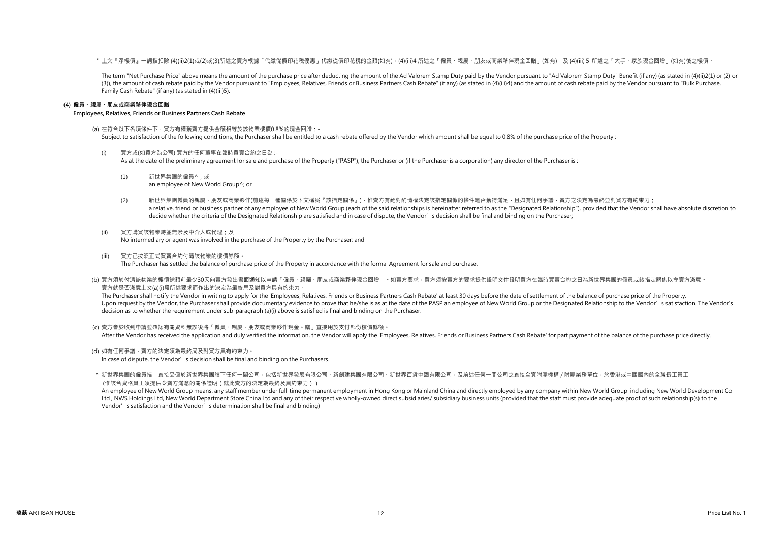\* 上文『淨樓價』一詞指扣除 (4)(ii)2(1)或(2)或(3)所述之賣方根據「代繳從價印花稅優惠」代繳從價印花稅的金額(如有)，(4)(iii)4 所述之「僱員、親屬、朋友或商業夥伴現金回贈」(如有) 及 (4)(iii) 5 所述之「大手、家族現金回贈」(如有)後之樓價。

The term "Net Purchase Price" above means the amount of the purchase price after deducting the amount of the Ad Valorem Stamp Duty paid by the Vendor pursuant to "Ad Valorem Stamp Duty" Benefit (if any) (as stated in (4)(ii)2(1) or (2) or (3)), the amount of cash rebate paid by the Vendor pursuant to "Employees, Relatives, Friends or Business Partners Cash Rebate" (if any) (as stated in (4)(iii)4) and the amount of cash rebate paid by the Vendor pursuant to "Bulk Purchase, Family Cash Rebate" (if any) (as stated in (4)(iii)5).

**(4) 僱員、親屬、朋友或商業夥伴現金回贈**

**Employees, Relatives, Friends or Business Partners Cash Rebate**

(a) 在符合以下各項條件下，買方有權獲賣方提供金額相等於該物業樓價0.8%的現金回贈：-
Subject to satisfaction of the following conditions, the Purchaser shall be entitled to a cash rebate offered by the Vendor which amount shall be equal to 0.8% of the purchase price of the Property :-

(i) 買方或(如買方為公司) 買方的任何董事在臨時買賣合約之日為 :-
As at the date of the preliminary agreement for sale and purchase of the Property ("PASP"), the Purchaser or (if the Purchaser is a corporation) any director of the Purchaser is :-

(1) 新世界集團的僱員^；或
an employee of New World Group^; or

(2) 新世界集團僱員的親屬、朋友或商業夥伴(前述每一種關係於下文稱爲『該指定關係』)，惟賣方有絕對酌情權決定該指定關係的條件是否獲得滿足，且如有任何爭議，賣方之決定為最終並對買方有約束力；
a relative, friend or business partner of any employee of New World Group (each of the said relationships is hereinafter referred to as the "Designated Relationship"), provided that the Vendor shall have absolute discretion to decide whether the criteria of the Designated Relationship are satisfied and in case of dispute, the Vendor's decision shall be final and binding on the Purchaser;

(ii) 買方購買該物業時並無涉及中介人或代理；及
No intermediary or agent was involved in the purchase of the Property by the Purchaser; and

(iii) 買方已按照正式買賣合約付清該物業的樓價餘額。
The Purchaser has settled the balance of purchase price of the Property in accordance with the formal Agreement for sale and purchase.

(b) 買方須於付清該物業的樓價餘額前最少30天向賣方發出書面通知以申請「僱員、親屬、朋友或商業夥伴現金回贈」。如賣方要求，買方須按賣方的要求提供證明文件證明買方在臨時買賣合約之日為新世界集團的僱員或該指定關係以令賣方滿意。賣方就是否滿意上文(a)(i)段所述要求而作出的決定為最終局及對買方具有約束力。
The Purchaser shall notify the Vendor in writing to apply for the 'Employees, Relatives, Friends or Business Partners Cash Rebate' at least 30 days before the date of settlement of the balance of purchase price of the Property. Upon request by the Vendor, the Purchaser shall provide documentary evidence to prove that he/she is as at the date of the PASP an employee of New World Group or the Designated Relationship to the Vendor's satisfaction. The Vendor's decision as to whether the requirement under sub-paragraph (a)(i) above is satisfied is final and binding on the Purchaser.

(c) 賣方會於收到申請並確認有關資料無誤後將「僱員、親屬、朋友或商業夥伴現金回贈」直接用於支付部份樓價餘額。
After the Vendor has received the application and duly verified the information, the Vendor will apply the 'Employees, Relatives, Friends or Business Partners Cash Rebate' for part payment of the balance of the purchase price directly.

(d) 如有任何爭議，賣方的決定須為最終局及對買方具有約束力。
In case of dispute, the Vendor's decision shall be final and binding on the Purchasers.

^ 新世界集團的僱員指：直接受僱於新世界集團旗下任何一間公司，包括新世界發展有限公司、新創建集團有限公司、新世界百貨中國有限公司，及前述任何一間公司之直接全資附屬機構 / 附屬業務單位，於香港或中國國內的全職長工員工 (惟該合資格員工須提供令賣方滿意的關係證明（就此賣方的決定為最終及具約束力）)
An employee of New World Group means: any staff member under full-time permanent employment in Hong Kong or Mainland China and directly employed by any company within New World Group including New World Development Co Ltd , NWS Holdings Ltd, New World Department Store China Ltd and any of their respective wholly-owned direct subsidiaries/ subsidiary business units (provided that the staff must provide adequate proof of such relationship(s) to the Vendor's satisfaction and the Vendor's determination shall be final and binding)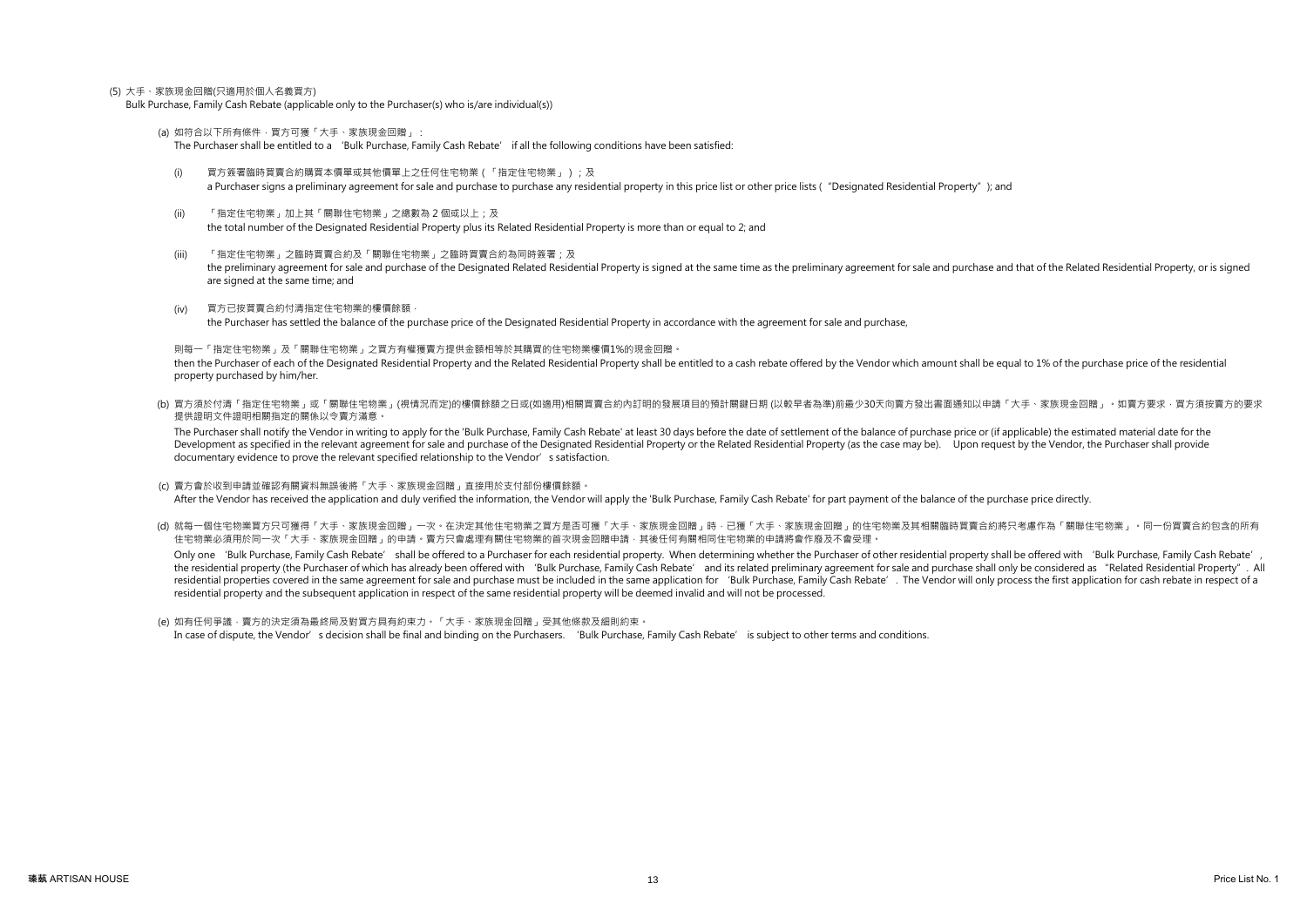(5) 大手、家族現金回贈(只適用於個人名義買方)

Bulk Purchase, Family Cash Rebate (applicable only to the Purchaser(s) who is/are individual(s))

(a) 如符合以下所有條件，買方可獲「大手、家族現金回贈」：

The Purchaser shall be entitled to a 'Bulk Purchase, Family Cash Rebate' if all the following conditions have been satisfied:

(i) 買方簽署臨時買賣合約購買本價單或其他價單上之任何住宅物業（「指定住宅物業」）；及

a Purchaser signs a preliminary agreement for sale and purchase to purchase any residential property in this price list or other price lists ("Designated Residential Property"); and

(ii) 「指定住宅物業」加上其「關聯住宅物業」之總數為 2 個或以上；及

the total number of the Designated Residential Property plus its Related Residential Property is more than or equal to 2; and

(iii) 「指定住宅物業」之臨時買賣合約及「關聯住宅物業」之臨時買賣合約為同時簽署；及

the preliminary agreement for sale and purchase of the Designated Related Residential Property is signed at the same time as the preliminary agreement for sale and purchase and that of the Related Residential Property, or is signed are signed at the same time; and

(iv) 買方已按買賣合約付清指定住宅物業的樓價餘額，

the Purchaser has settled the balance of the purchase price of the Designated Residential Property in accordance with the agreement for sale and purchase,

則每一「指定住宅物業」及「關聯住宅物業」之買方有權獲賣方提供金額相等於其購買的住宅物業樓價1%的現金回贈。

then the Purchaser of each of the Designated Residential Property and the Related Residential Property shall be entitled to a cash rebate offered by the Vendor which amount shall be equal to 1% of the purchase price of the residential property purchased by him/her.

(b) 買方須於付清「指定住宅物業」或「關聯住宅物業」(視情況而定)的樓價餘額之日或(如適用)相關買賣合約內訂明的發展項目的預計關鍵日期 (以較早者為準)前最少30天向賣方發出書面通知以申請「大手、家族現金回贈」。如賣方要求，買方須按賣方的要求提供證明文件證明相關指定的關係以令賣方滿意。

The Purchaser shall notify the Vendor in writing to apply for the 'Bulk Purchase, Family Cash Rebate' at least 30 days before the date of settlement of the balance of purchase price or (if applicable) the estimated material date for the Development as specified in the relevant agreement for sale and purchase of the Designated Residential Property or the Related Residential Property (as the case may be). Upon request by the Vendor, the Purchaser shall provide documentary evidence to prove the relevant specified relationship to the Vendor's satisfaction.

(c) 賣方會於收到申請並確認有關資料無誤後將「大手、家族現金回贈」直接用於支付部份樓價餘額。

After the Vendor has received the application and duly verified the information, the Vendor will apply the 'Bulk Purchase, Family Cash Rebate' for part payment of the balance of the purchase price directly.

(d) 就每一個住宅物業買方只可獲得「大手、家族現金回贈」一次。在決定其他住宅物業之買方是否可獲「大手、家族現金回贈」時，已獲「大手、家族現金回贈」的住宅物業及其相關臨時買賣合約將只考慮作為「關聯住宅物業」。同一份買賣合約包含的所有住宅物業必須用於同一次「大手、家族現金回贈」的申請。賣方只會處理有關住宅物業的首次現金回贈申請，其後任何有關相同住宅物業的申請將會作廢及不會受理。

Only one 'Bulk Purchase, Family Cash Rebate' shall be offered to a Purchaser for each residential property. When determining whether the Purchaser of other residential property shall be offered with 'Bulk Purchase, Family Cash Rebate', the residential property (the Purchaser of which has already been offered with 'Bulk Purchase, Family Cash Rebate' and its related preliminary agreement for sale and purchase shall only be considered as "Related Residential Property". All residential properties covered in the same agreement for sale and purchase must be included in the same application for 'Bulk Purchase, Family Cash Rebate'. The Vendor will only process the first application for cash rebate in respect of a residential property and the subsequent application in respect of the same residential property will be deemed invalid and will not be processed.

(e) 如有任何爭議，賣方的決定須為最終局及對買方具有約束力。「大手、家族現金回贈」受其他條款及細則約束。

In case of dispute, the Vendor's decision shall be final and binding on the Purchasers. 'Bulk Purchase, Family Cash Rebate' is subject to other terms and conditions.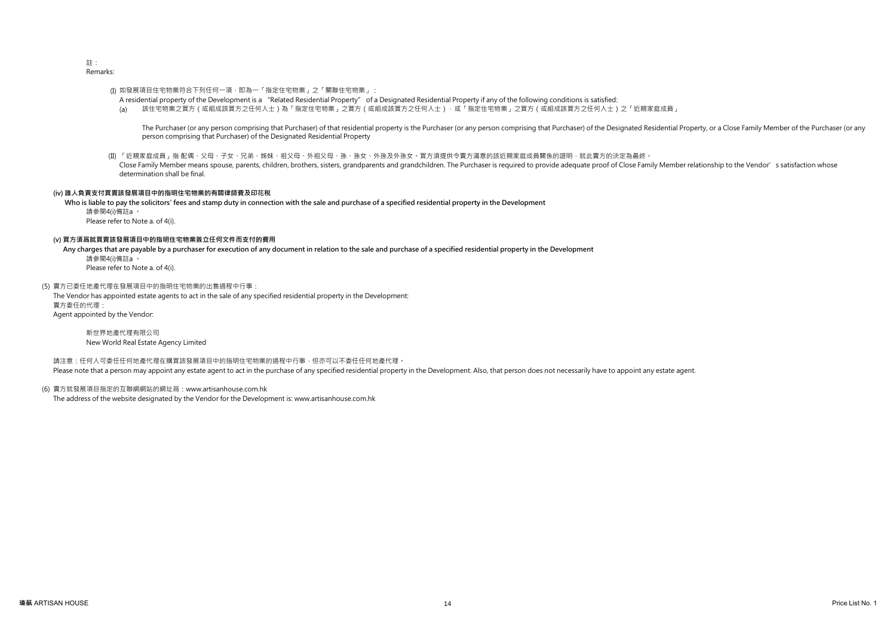註：
Remarks:

(I) 如發展項目住宅物業符合下列任何一項，即為一「指定住宅物業」之「關聯住宅物業」：
A residential property of the Development is a "Related Residential Property" of a Designated Residential Property if any of the following conditions is satisfied:

(a) 該住宅物業之買方（或組成該買方之任何人士）為「指定住宅物業」之買方（或組成該買方之任何人士），或「指定住宅物業」之買方（或組成該買方之任何人士）之「近親家庭成員」

The Purchaser (or any person comprising that Purchaser) of that residential property is the Purchaser (or any person comprising that Purchaser) of the Designated Residential Property, or a Close Family Member of the Purchaser (or any person comprising that Purchaser) of the Designated Residential Property

(II) 「近親家庭成員」指 配偶、父母、子女、兄弟、姊妹、祖父母、外祖父母、孫、孫女、外孫及外孫女。買方須提供令賣方滿意的該近親家庭成員關係的證明，就此賣方的決定為最終。
Close Family Member means spouse, parents, children, brothers, sisters, grandparents and grandchildren. The Purchaser is required to provide adequate proof of Close Family Member relationship to the Vendor's satisfaction whose determination shall be final.

**(iv) 誰人負責支付買賣該發展項目中的指明住宅物業的有關律師費及印花稅**

**Who is liable to pay the solicitors' fees and stamp duty in connection with the sale and purchase of a specified residential property in the Development**

請參閱4(i)備註a 。
Please refer to Note a. of 4(i).

**(v) 買方須爲就買賣該發展項目中的指明住宅物業簽立任何文件而支付的費用**

**Any charges that are payable by a purchaser for execution of any document in relation to the sale and purchase of a specified residential property in the Development**

請參閱4(i)備註a 。
Please refer to Note a. of 4(i).

(5) 賣方已委任地產代理在發展項目中的指明住宅物業的出售過程中行事：
The Vendor has appointed estate agents to act in the sale of any specified residential property in the Development:
賣方委任的代理：
Agent appointed by the Vendor:

新世界地產代理有限公司
New World Real Estate Agency Limited

請注意：任何人可委任任何地產代理在購買該發展項目中的指明住宅物業的過程中行事，但亦可以不委任任何地產代理。
Please note that a person may appoint any estate agent to act in the purchase of any specified residential property in the Development. Also, that person does not necessarily have to appoint any estate agent.

(6) 賣方就發展項目指定的互聯網網站的網址爲：www.artisanhouse.com.hk
The address of the website designated by the Vendor for the Development is: www.artisanhouse.com.hk